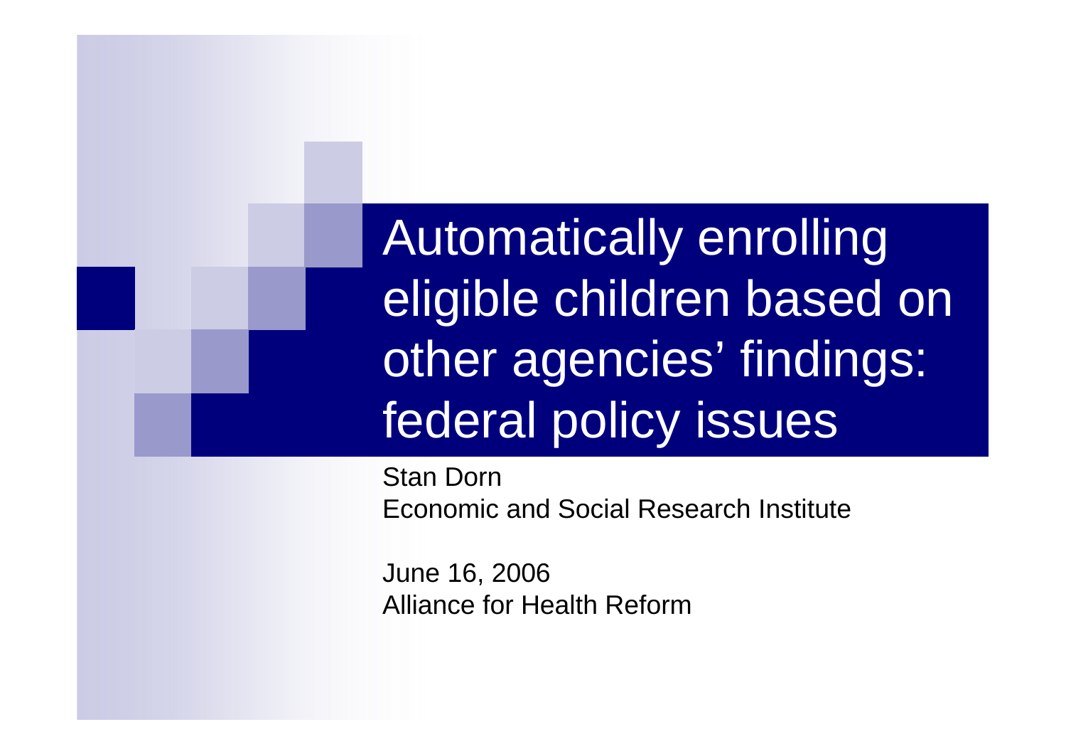# Automatically enrolling eligible children based on other agencies' findings: federal policy issues

Stan Dorn
Economic and Social Research Institute

June 16, 2006
Alliance for Health Reform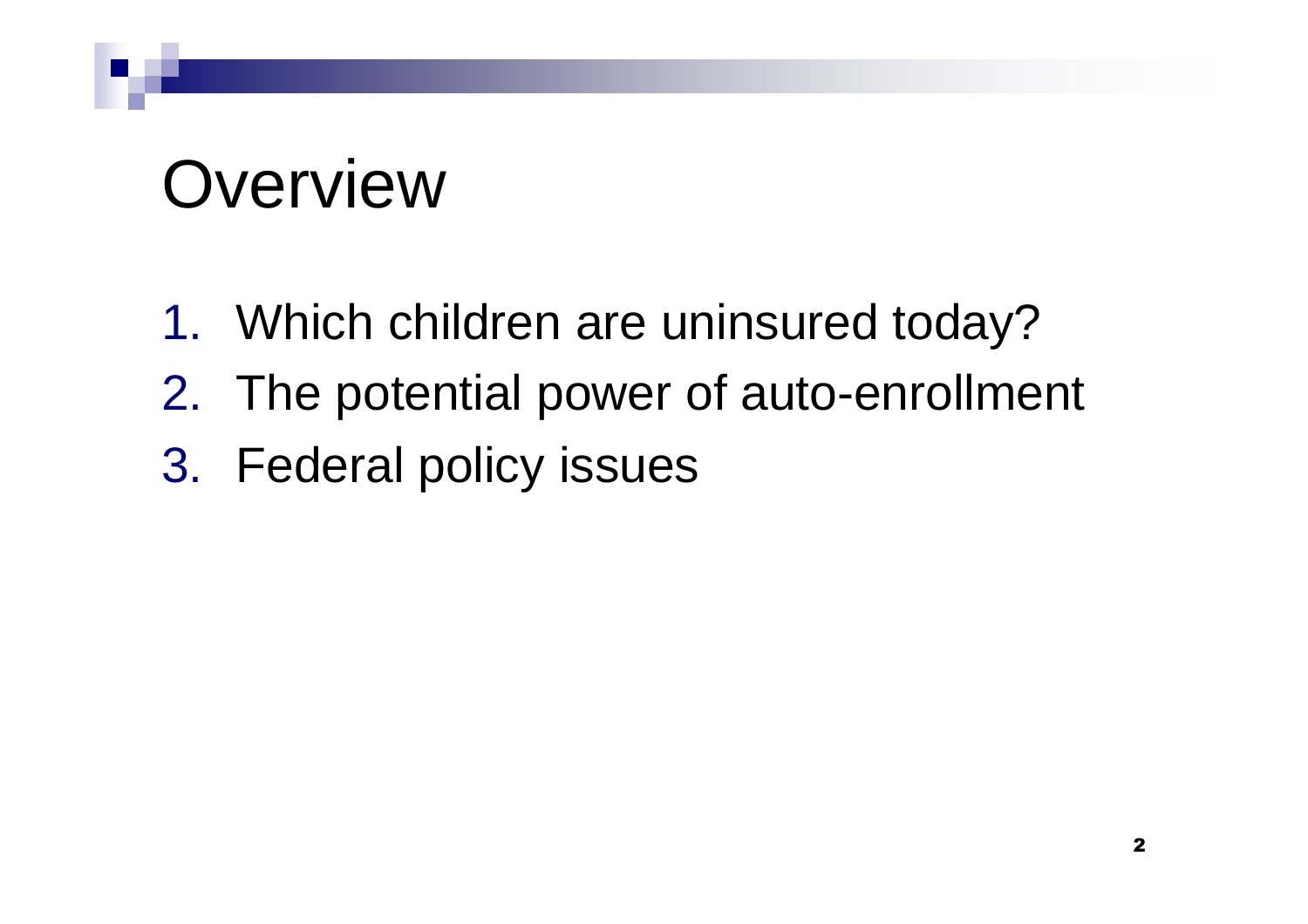# Overview

1. Which children are uninsured today?
2. The potential power of auto-enrollment
3. Federal policy issues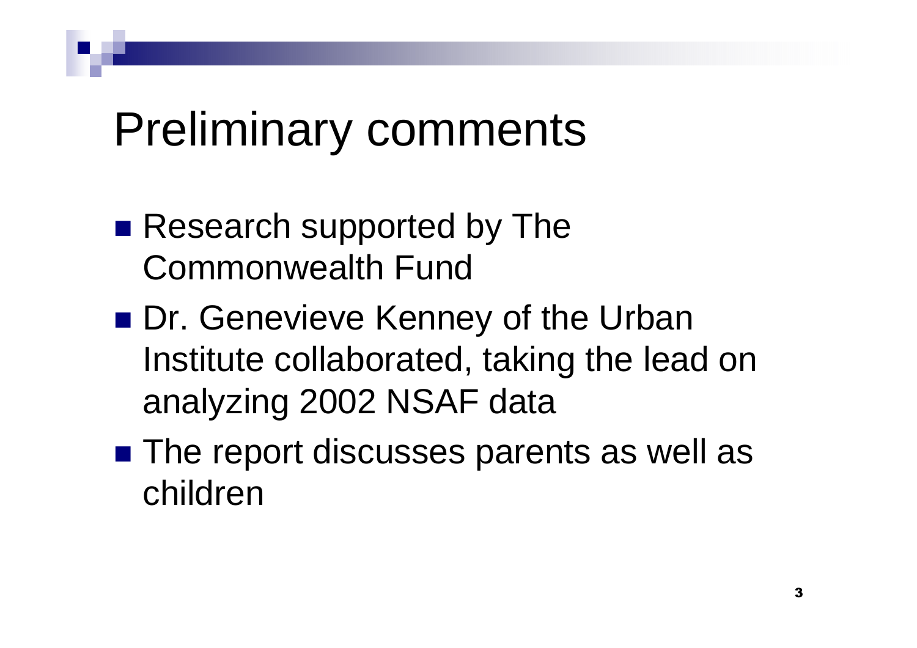# Preliminary comments

- Research supported by The Commonwealth Fund
- Dr. Genevieve Kenney of the Urban Institute collaborated, taking the lead on analyzing 2002 NSAF data
- The report discusses parents as well as children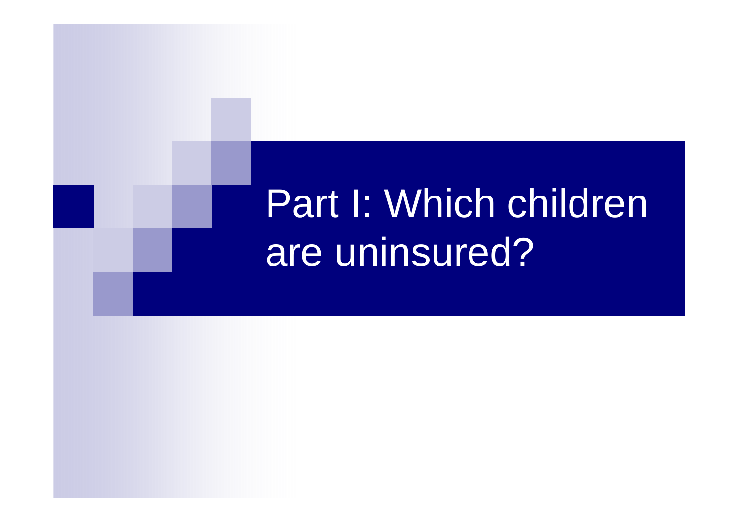# Part I: Which children are uninsured?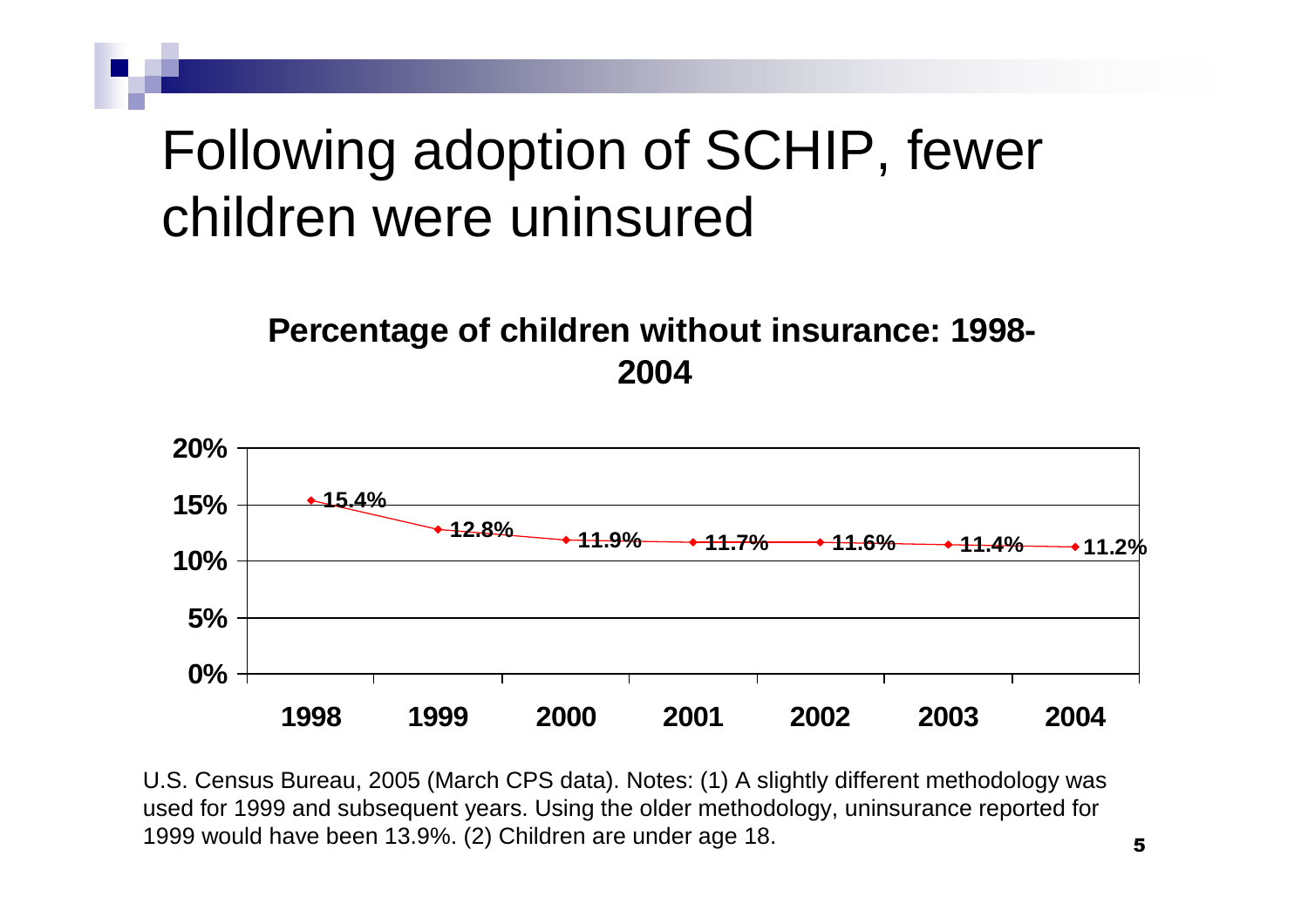# Following adoption of SCHIP, fewer children were uninsured

**Percentage of children without insurance: 1998-2004**

| Year | Percentage |
|---|---|
| 1998 | 15.4% |
| 1999 | 12.8% |
| 2000 | 11.9% |
| 2001 | 11.7% |
| 2002 | 11.6% |
| 2003 | 11.4% |
| 2004 | 11.2% |

U.S. Census Bureau, 2005 (March CPS data). Notes: (1) A slightly different methodology was used for 1999 and subsequent years. Using the older methodology, uninsurance reported for 1999 would have been 13.9%. (2) Children are under age 18.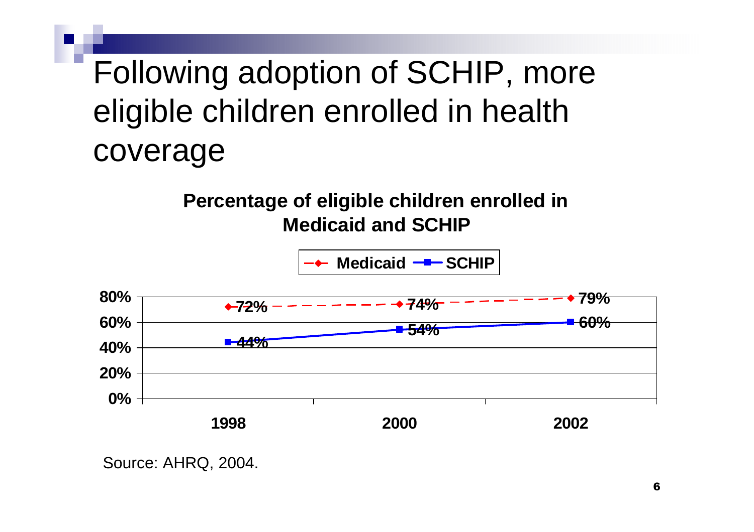# Following adoption of SCHIP, more eligible children enrolled in health coverage

**Percentage of eligible children enrolled in Medicaid and SCHIP**

| | 1998 | 2000 | 2002 |
| --- | --- | --- | --- |
| Medicaid | 72% | 74% | 79% |
| SCHIP | 44% | 54% | 60% |

Source: AHRQ, 2004.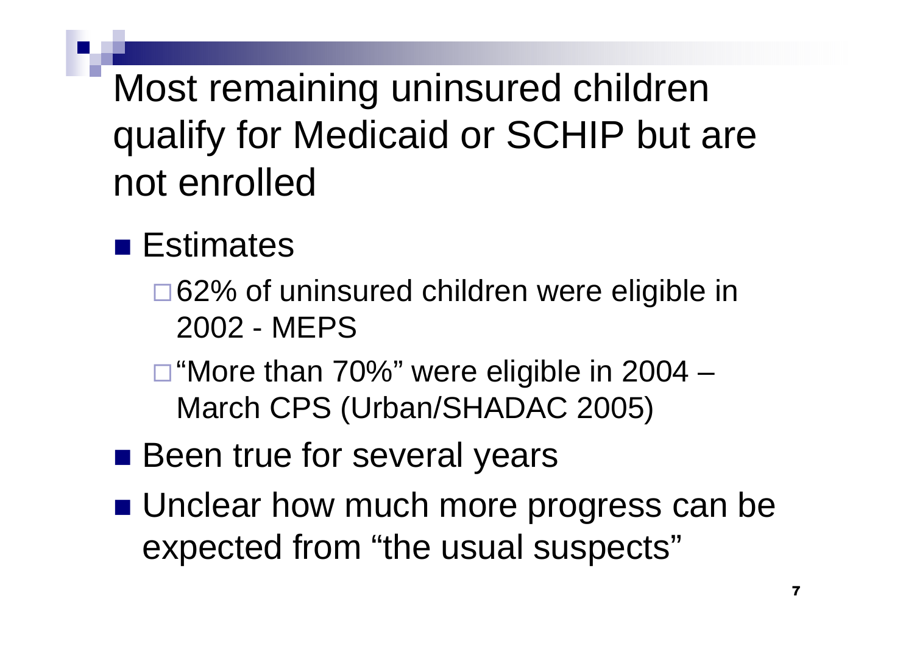# Most remaining uninsured children qualify for Medicaid or SCHIP but are not enrolled

- Estimates
  - 62% of uninsured children were eligible in 2002 - MEPS
  - "More than 70%" were eligible in 2004 – March CPS (Urban/SHADAC 2005)
- Been true for several years
- Unclear how much more progress can be expected from "the usual suspects"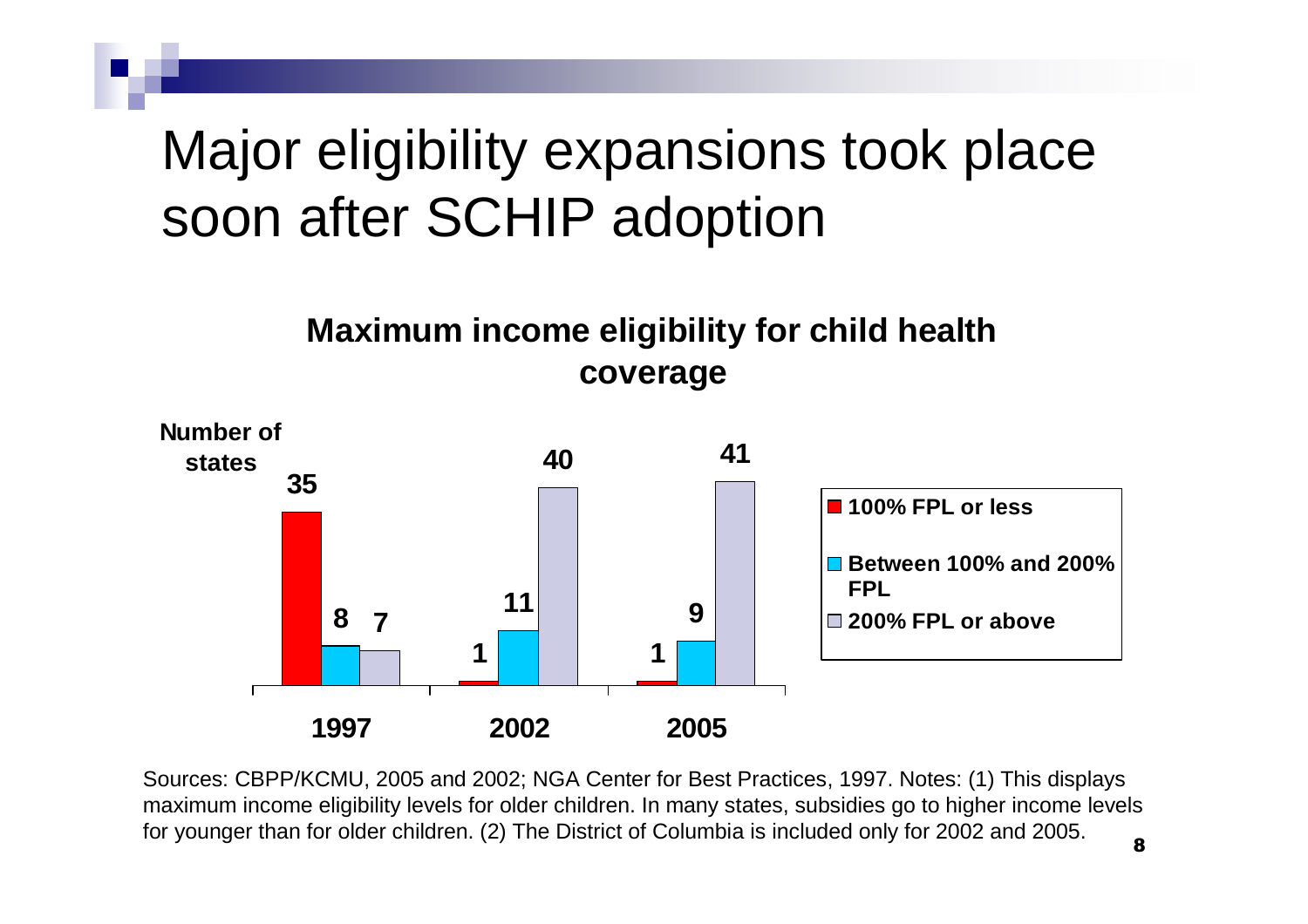# Major eligibility expansions took place soon after SCHIP adoption

**Maximum income eligibility for child health coverage**

Number of states

| | 100% FPL or less | Between 100% and 200% FPL | 200% FPL or above |
|---|---|---|---|
| 1997 | 35 | 8 | 7 |
| 2002 | 1 | 11 | 40 |
| 2005 | 1 | 9 | 41 |

Sources: CBPP/KCMU, 2005 and 2002; NGA Center for Best Practices, 1997. Notes: (1) This displays maximum income eligibility levels for older children. In many states, subsidies go to higher income levels for younger than for older children. (2) The District of Columbia is included only for 2002 and 2005.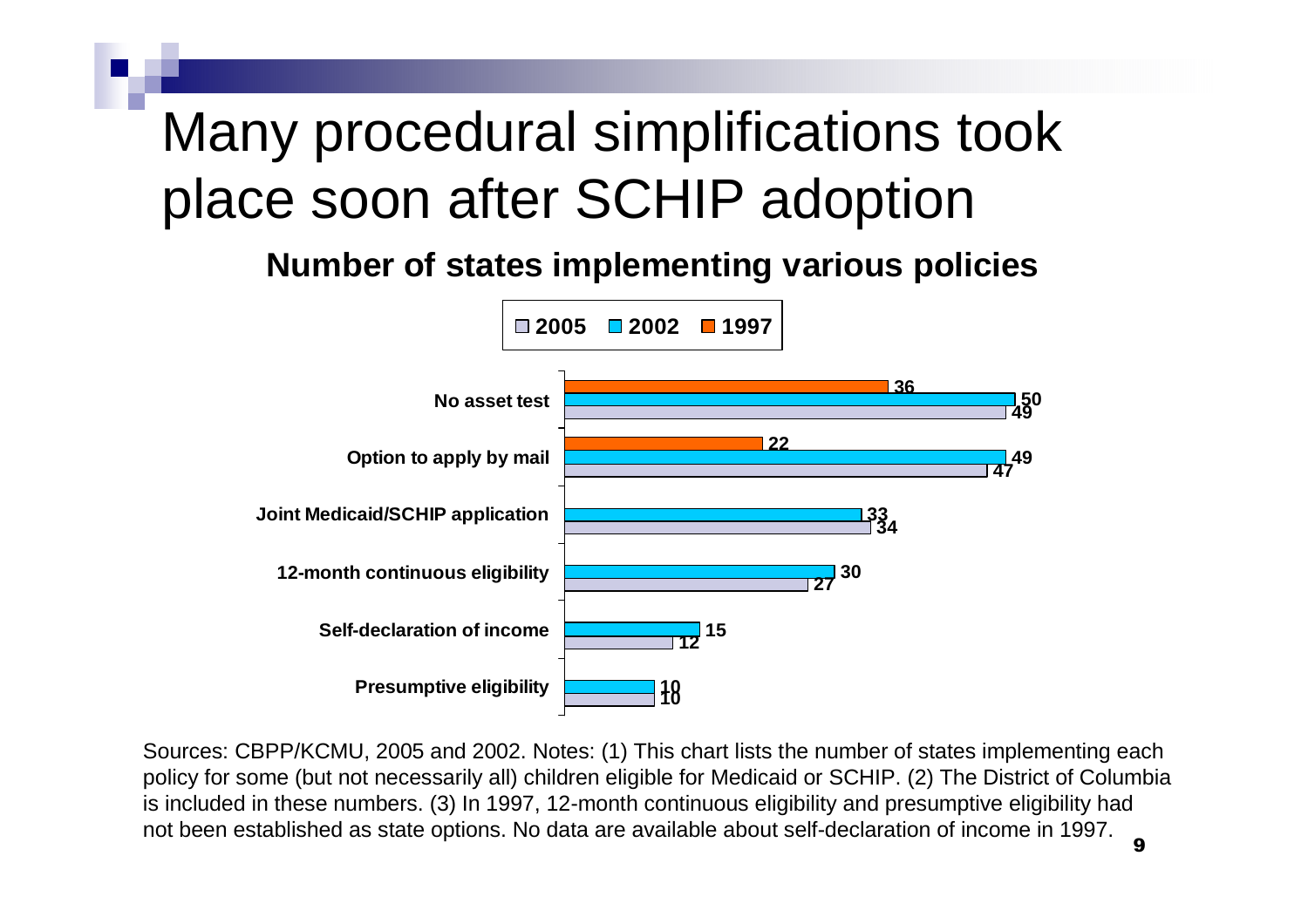# Many procedural simplifications took place soon after SCHIP adoption

**Number of states implementing various policies**

| Policy | 2005 | 2002 | 1997 |
|---|---|---|---|
| No asset test | 49 | 50 | 36 |
| Option to apply by mail | 47 | 49 | 22 |
| Joint Medicaid/SCHIP application | 34 | 33 | |
| 12-month continuous eligibility | 27 | 30 | |
| Self-declaration of income | 12 | 15 | |
| Presumptive eligibility | 10 | 10 | |

Sources: CBPP/KCMU, 2005 and 2002. Notes: (1) This chart lists the number of states implementing each policy for some (but not necessarily all) children eligible for Medicaid or SCHIP. (2) The District of Columbia is included in these numbers. (3) In 1997, 12-month continuous eligibility and presumptive eligibility had not been established as state options. No data are available about self-declaration of income in 1997.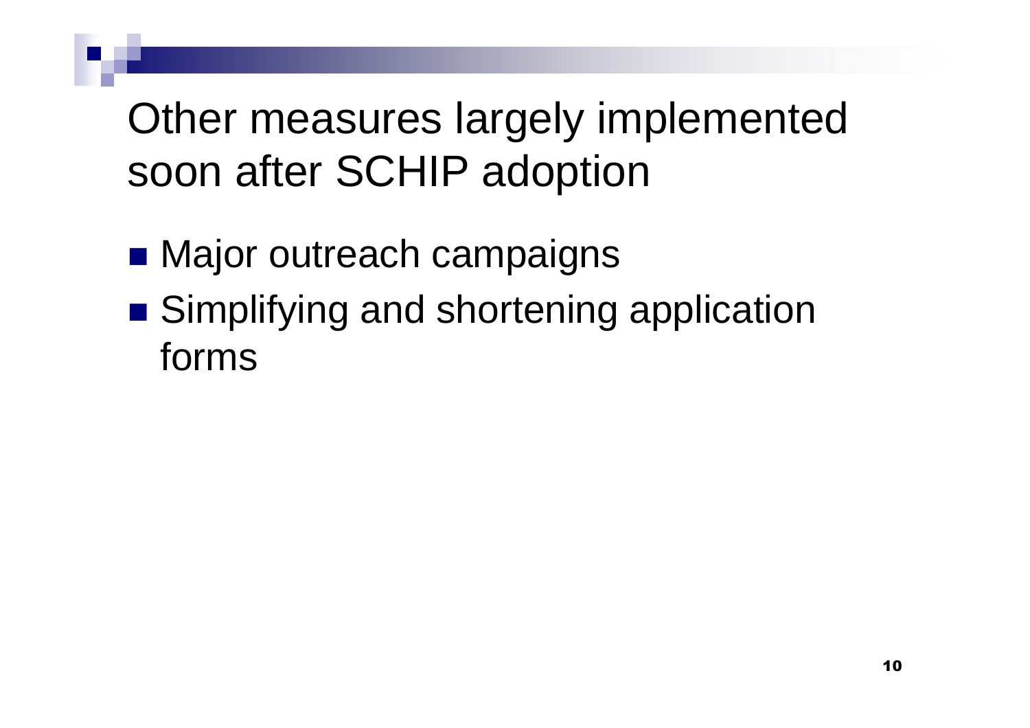# Other measures largely implemented soon after SCHIP adoption

- Major outreach campaigns
- Simplifying and shortening application forms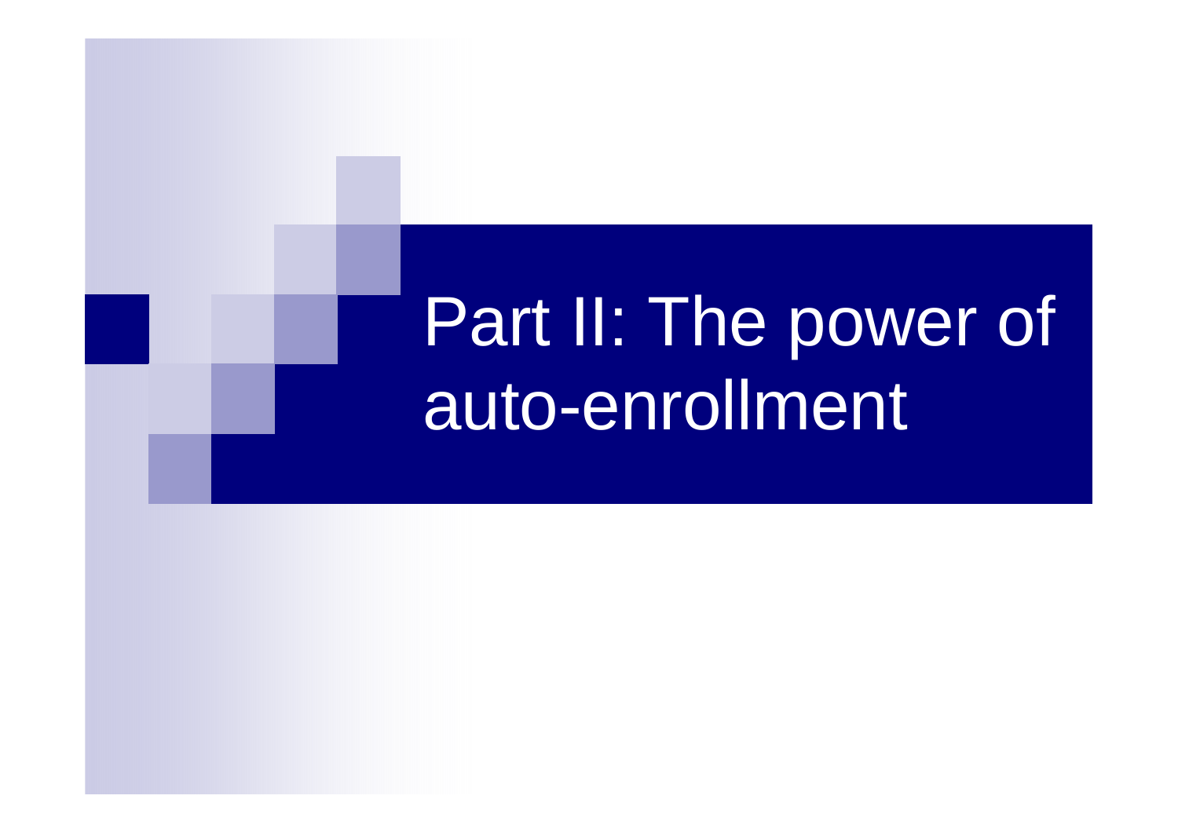# Part II: The power of auto-enrollment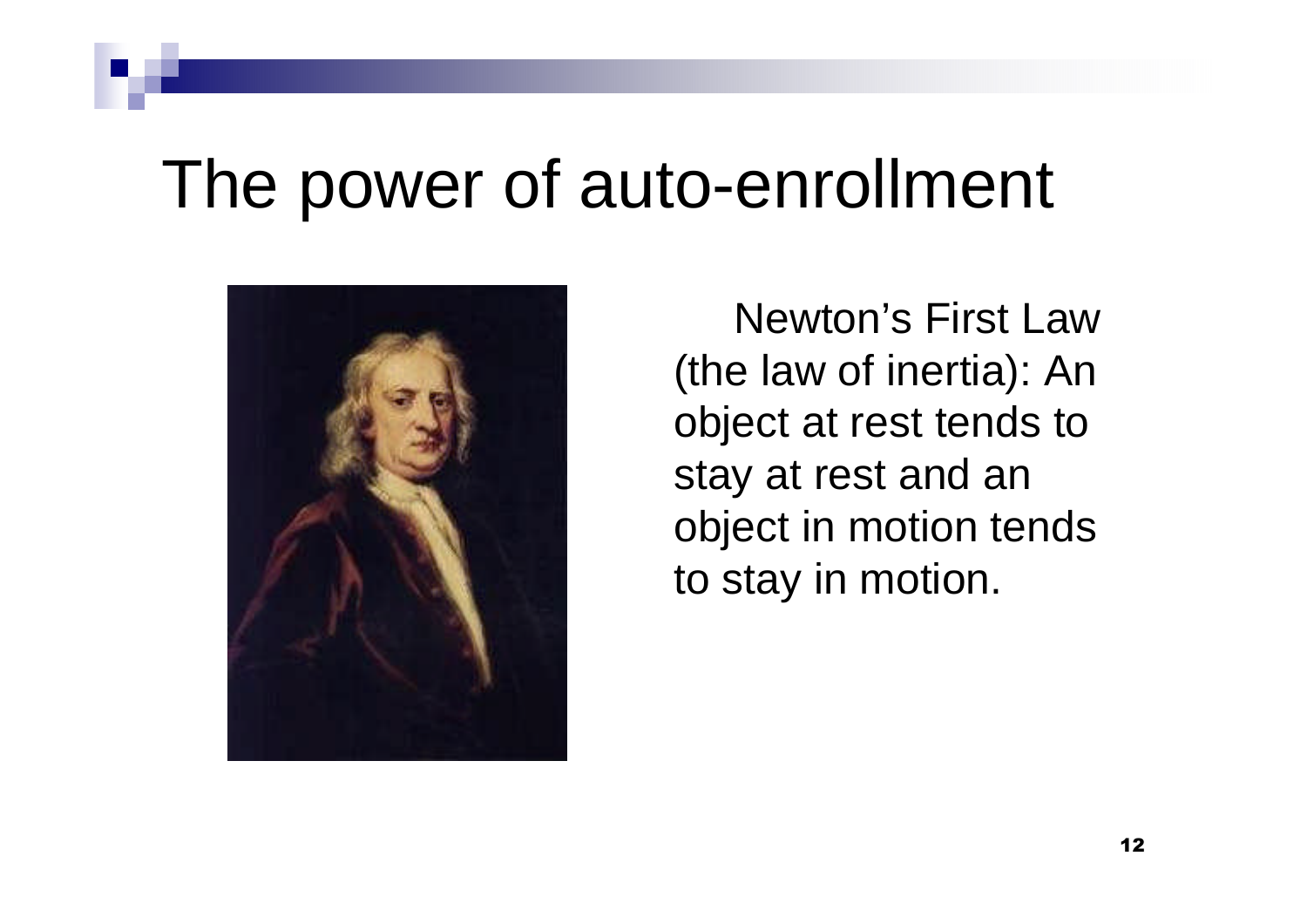# The power of auto-enrollment

Newton's First Law (the law of inertia): An object at rest tends to stay at rest and an object in motion tends to stay in motion.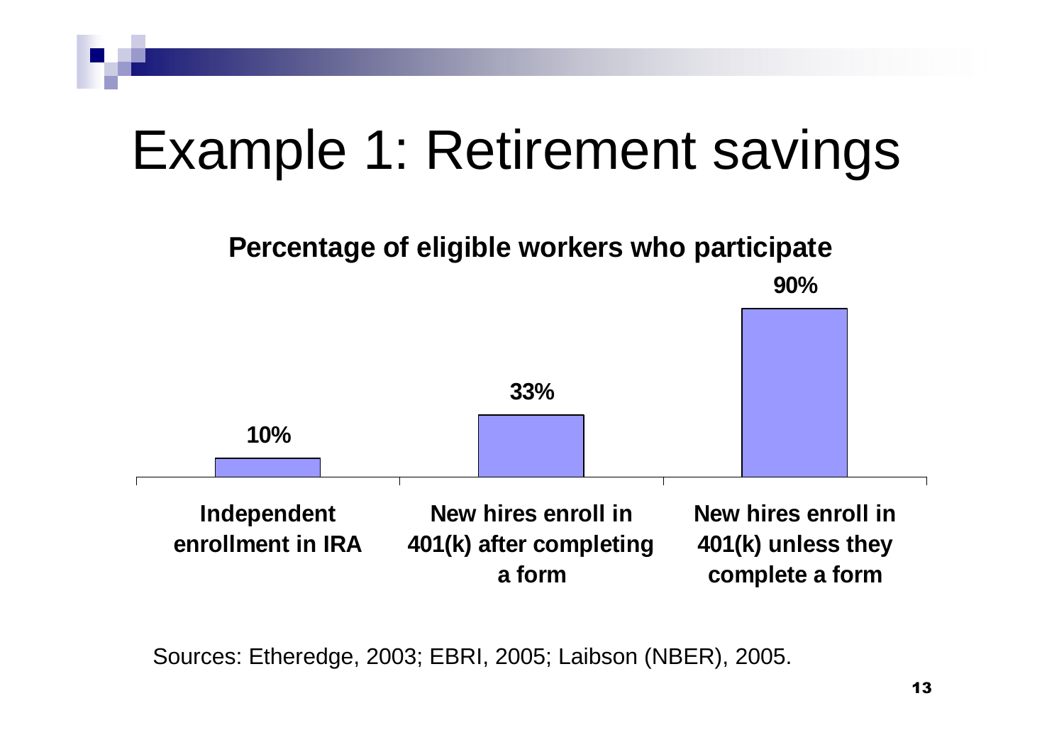# Example 1: Retirement savings

**Percentage of eligible workers who participate**

| Independent enrollment in IRA | New hires enroll in 401(k) after completing a form | New hires enroll in 401(k) unless they complete a form |
|---|---|---|
| 10% | 33% | 90% |

Sources: Etheredge, 2003; EBRI, 2005; Laibson (NBER), 2005.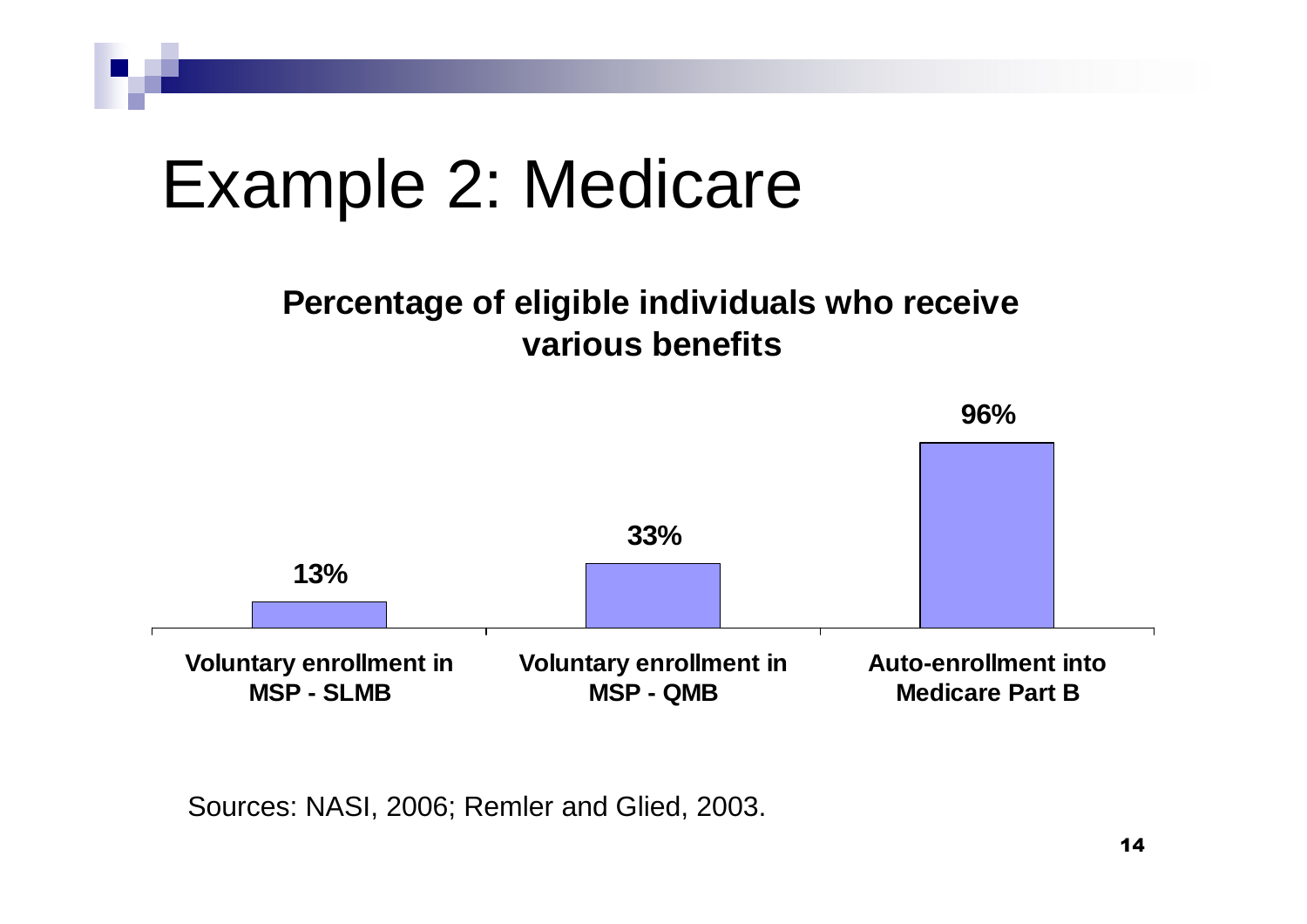# Example 2: Medicare

**Percentage of eligible individuals who receive various benefits**

| Category | Percentage |
| --- | --- |
| Voluntary enrollment in MSP - SLMB | 13% |
| Voluntary enrollment in MSP - QMB | 33% |
| Auto-enrollment into Medicare Part B | 96% |

Sources: NASI, 2006; Remler and Glied, 2003.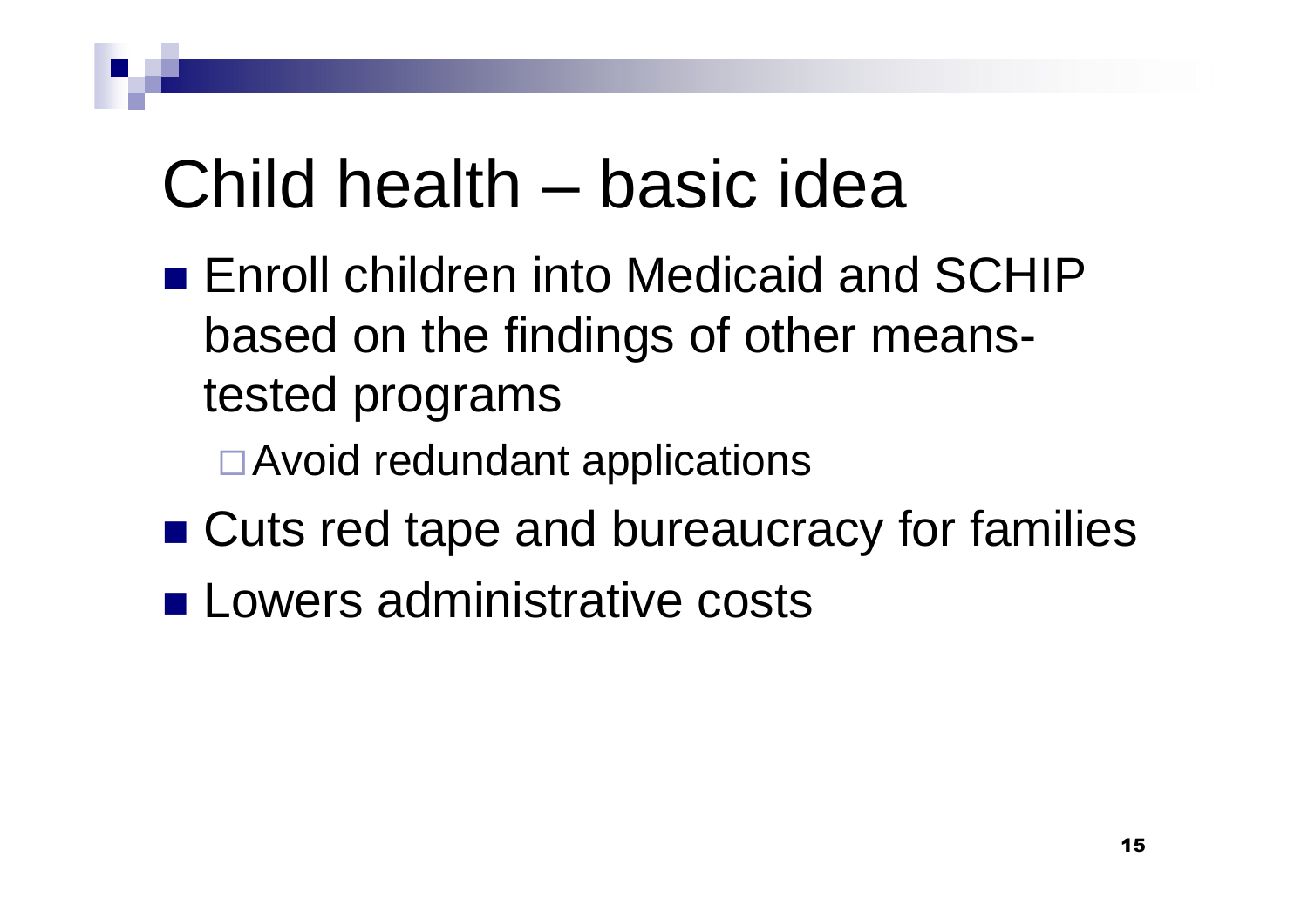# Child health – basic idea

- Enroll children into Medicaid and SCHIP based on the findings of other means-tested programs
  - Avoid redundant applications
- Cuts red tape and bureaucracy for families
- Lowers administrative costs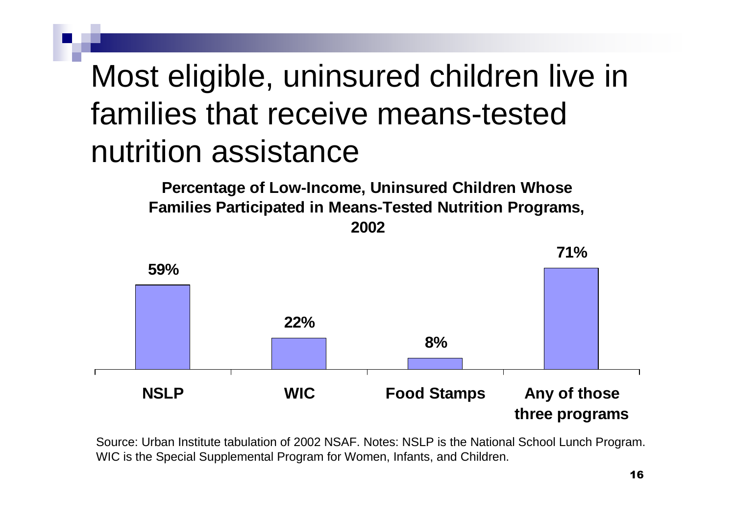# Most eligible, uninsured children live in families that receive means-tested nutrition assistance

**Percentage of Low-Income, Uninsured Children Whose Families Participated in Means-Tested Nutrition Programs, 2002**

| Program | Percentage |
| --- | --- |
| NSLP | 59% |
| WIC | 22% |
| Food Stamps | 8% |
| Any of those three programs | 71% |

Source: Urban Institute tabulation of 2002 NSAF. Notes: NSLP is the National School Lunch Program. WIC is the Special Supplemental Program for Women, Infants, and Children.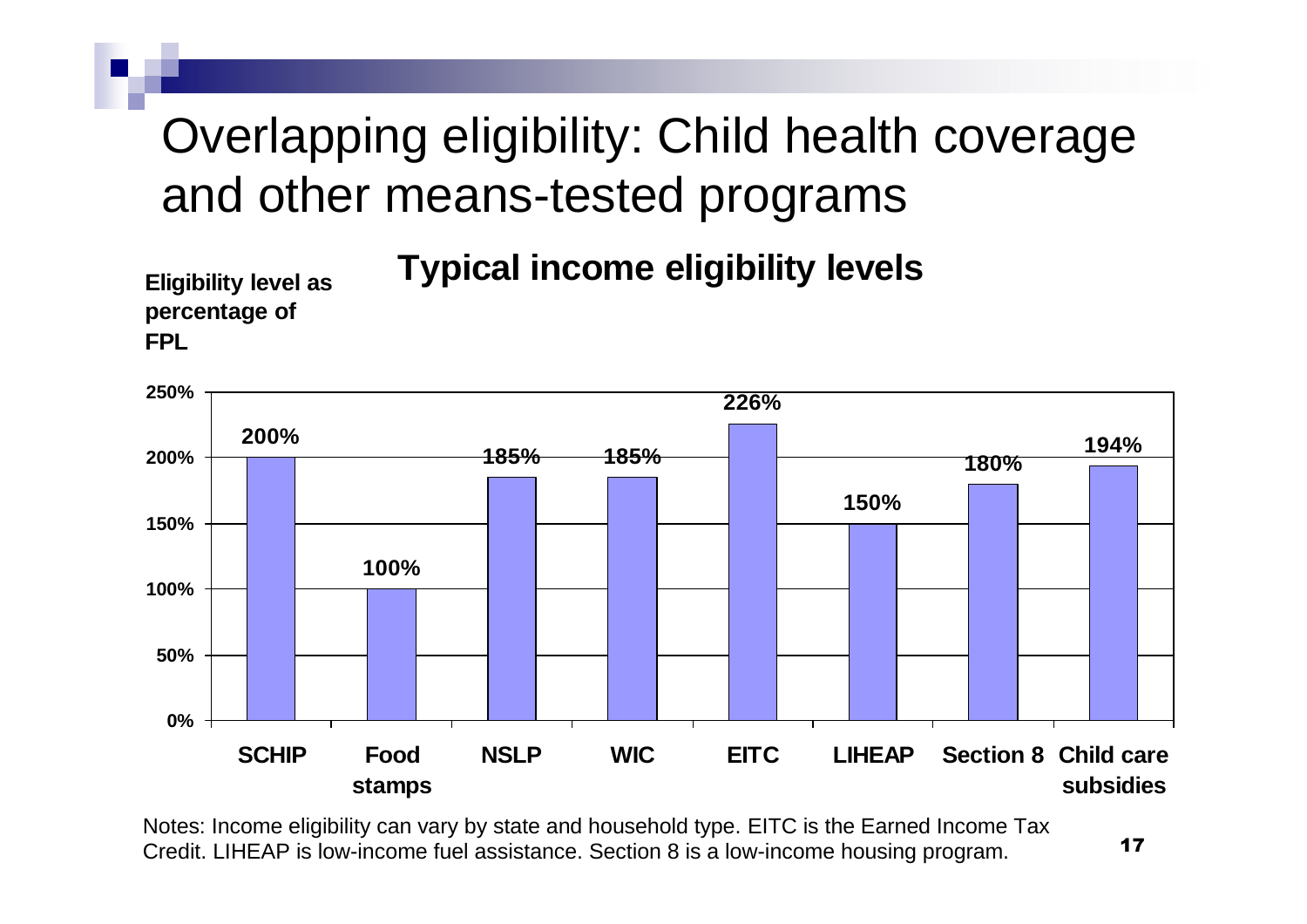# Overlapping eligibility: Child health coverage and other means-tested programs

**Typical income eligibility levels**

**Eligibility level as percentage of FPL**

| Program | Eligibility level |
| --- | --- |
| SCHIP | 200% |
| Food stamps | 100% |
| NSLP | 185% |
| WIC | 185% |
| EITC | 226% |
| LIHEAP | 150% |
| Section 8 | 180% |
| Child care subsidies | 194% |

Notes: Income eligibility can vary by state and household type. EITC is the Earned Income Tax Credit. LIHEAP is low-income fuel assistance. Section 8 is a low-income housing program.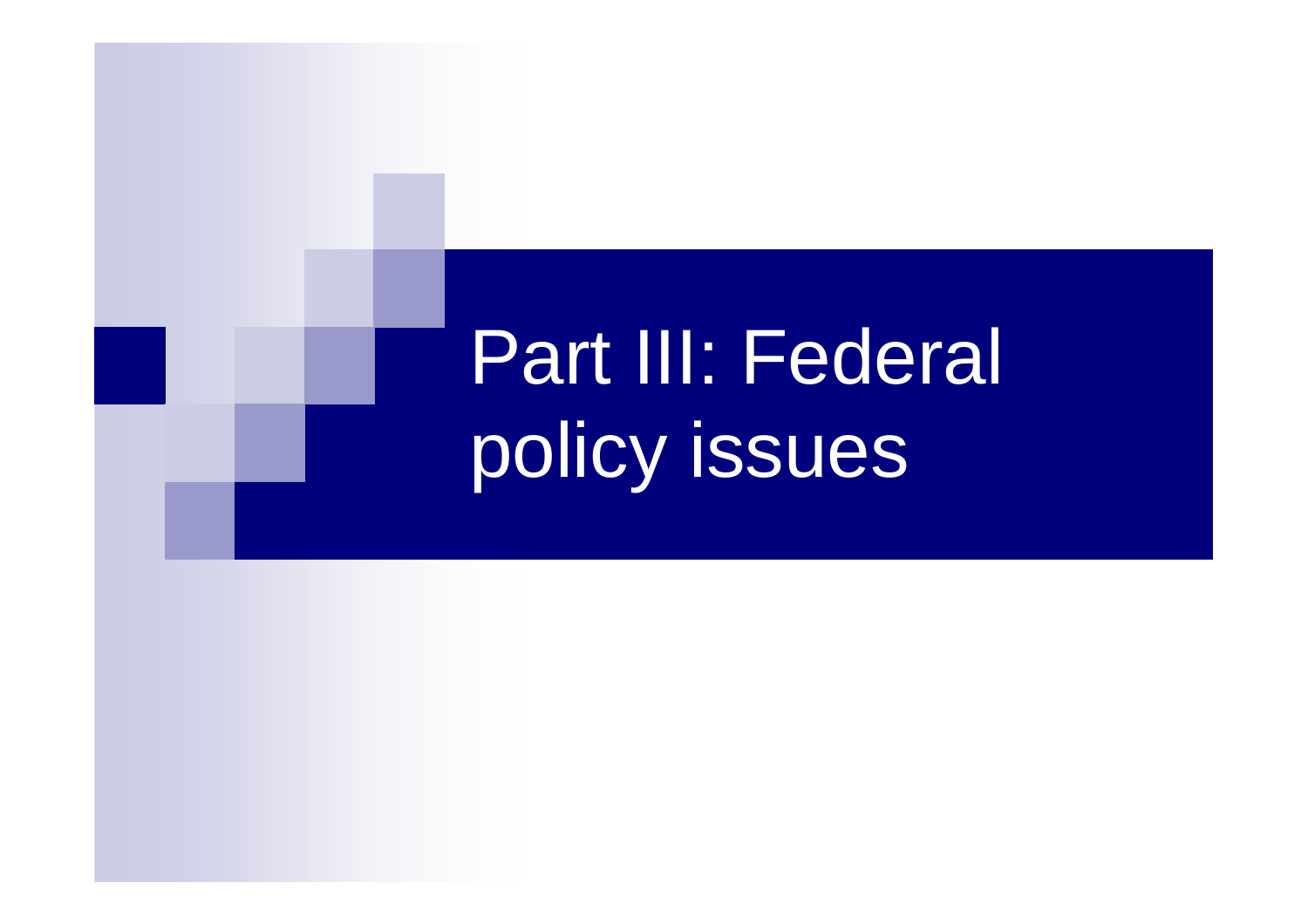# Part III: Federal policy issues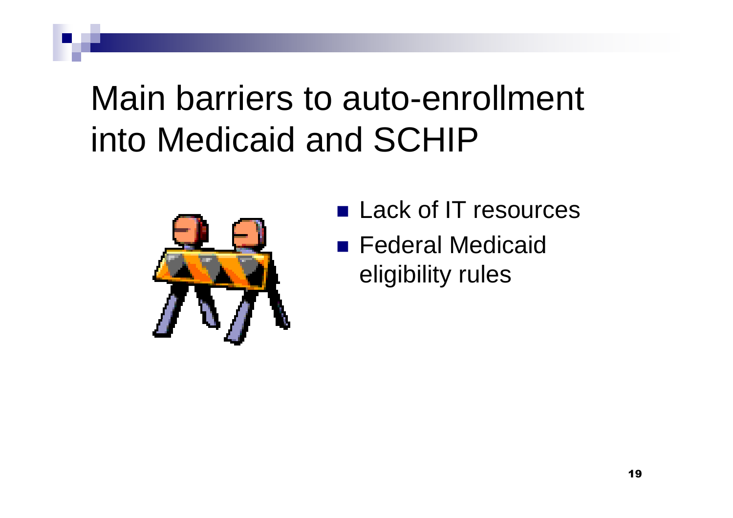# Main barriers to auto-enrollment into Medicaid and SCHIP

- Lack of IT resources
- Federal Medicaid eligibility rules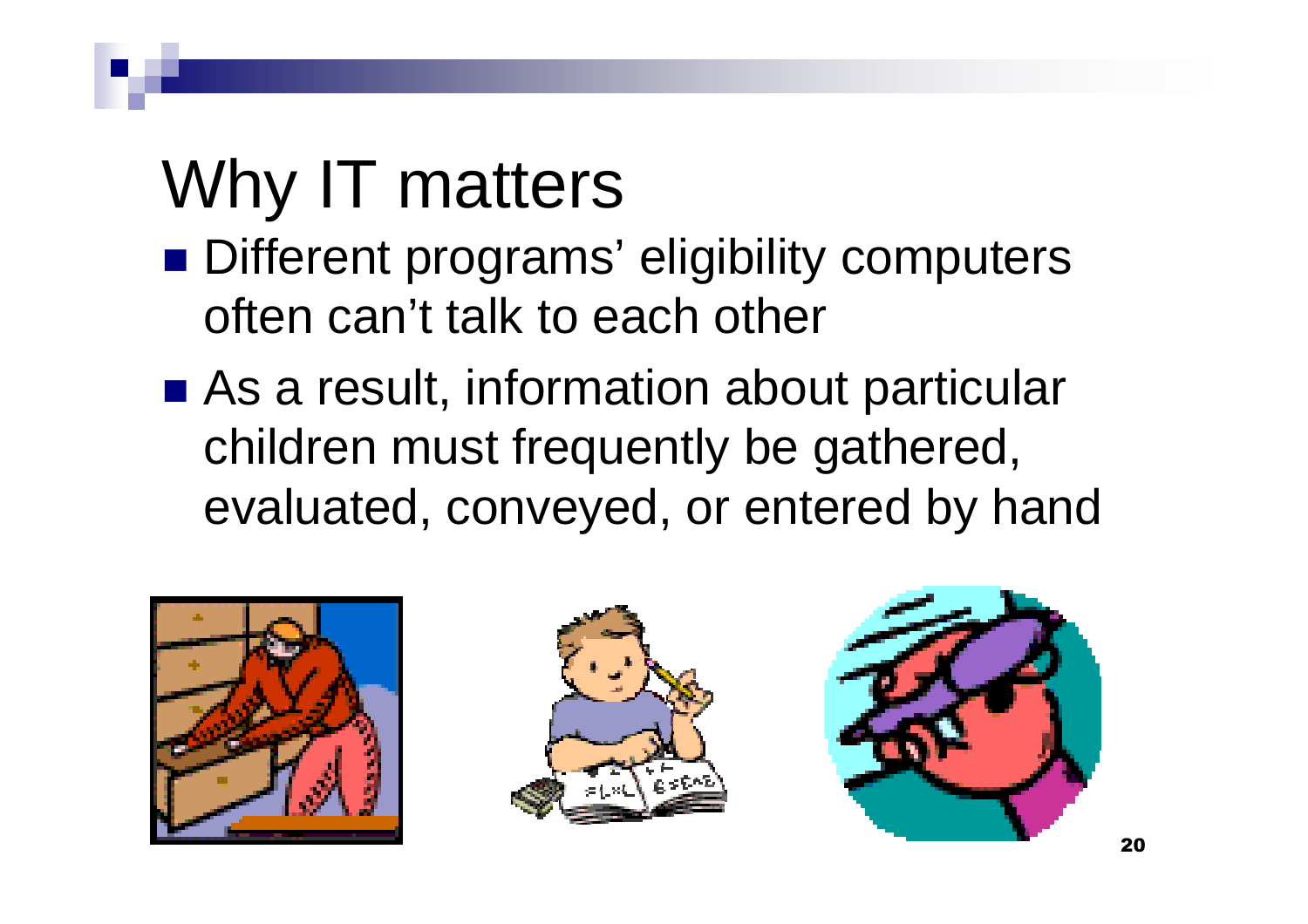# Why IT matters

- Different programs' eligibility computers often can't talk to each other
- As a result, information about particular children must frequently be gathered, evaluated, conveyed, or entered by hand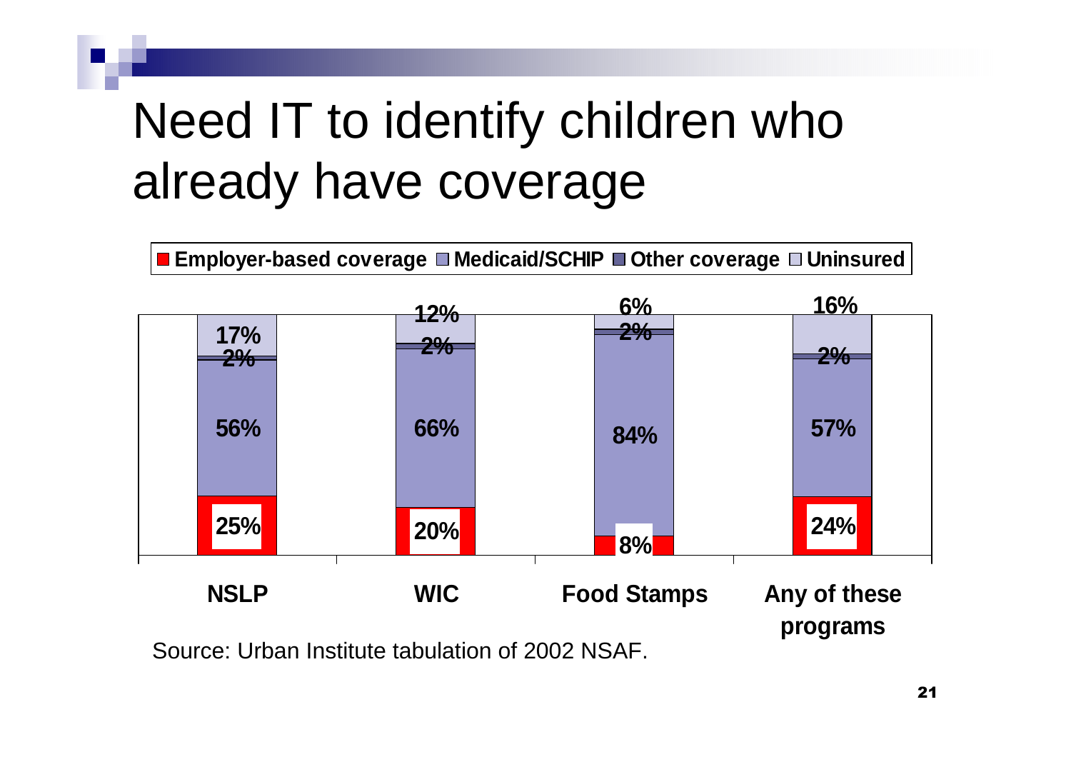# Need IT to identify children who already have coverage

| | NSLP | WIC | Food Stamps | Any of these programs |
|---|---|---|---|---|
| Employer-based coverage | 25% | 20% | 8% | 24% |
| Medicaid/SCHIP | 56% | 66% | 84% | 57% |
| Other coverage | 2% | 2% | 2% | 2% |
| Uninsured | 17% | 12% | 6% | 16% |

Source: Urban Institute tabulation of 2002 NSAF.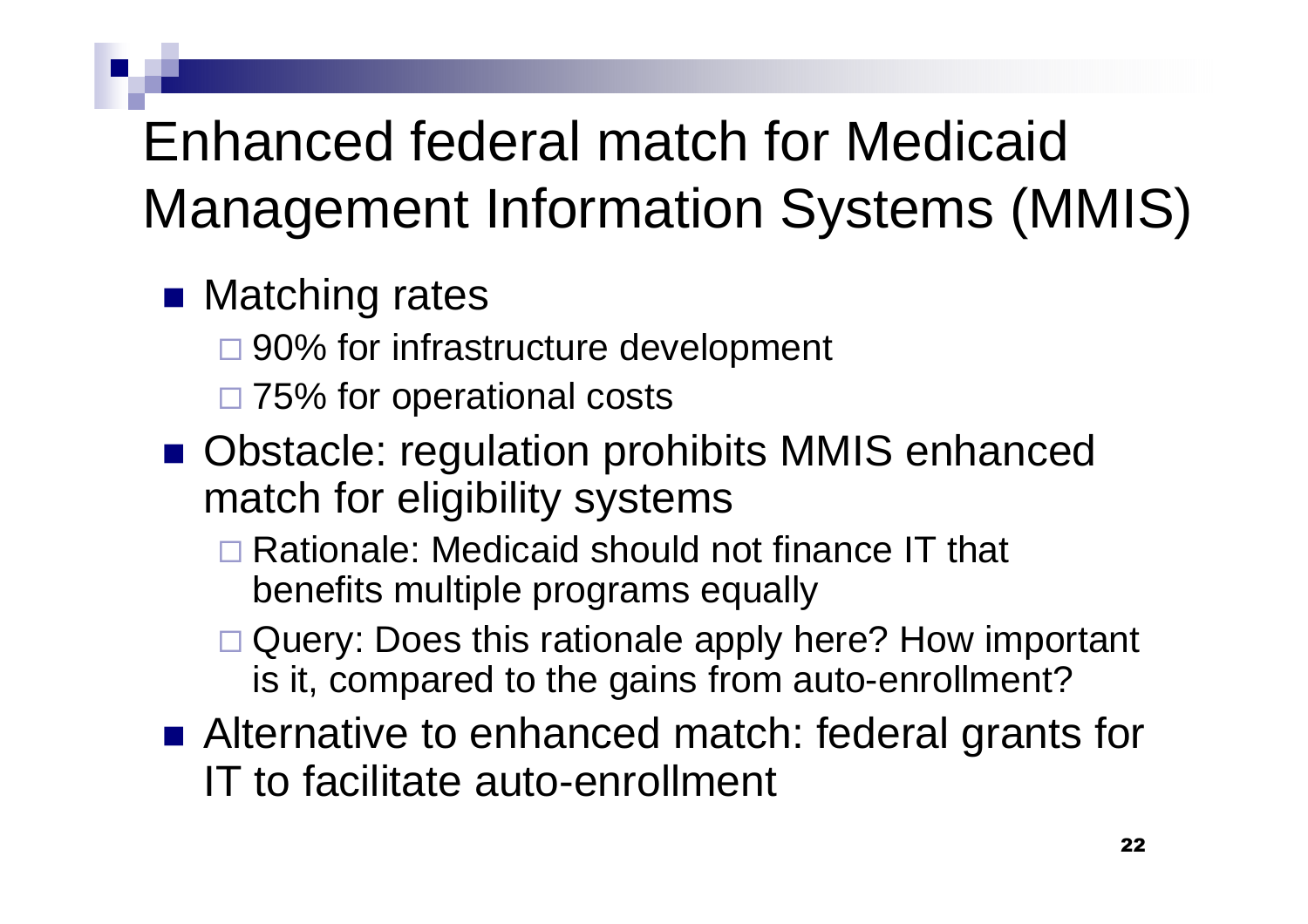# Enhanced federal match for Medicaid Management Information Systems (MMIS)

- Matching rates
  - 90% for infrastructure development
  - 75% for operational costs
- Obstacle: regulation prohibits MMIS enhanced match for eligibility systems
  - Rationale: Medicaid should not finance IT that benefits multiple programs equally
  - Query: Does this rationale apply here? How important is it, compared to the gains from auto-enrollment?
- Alternative to enhanced match: federal grants for IT to facilitate auto-enrollment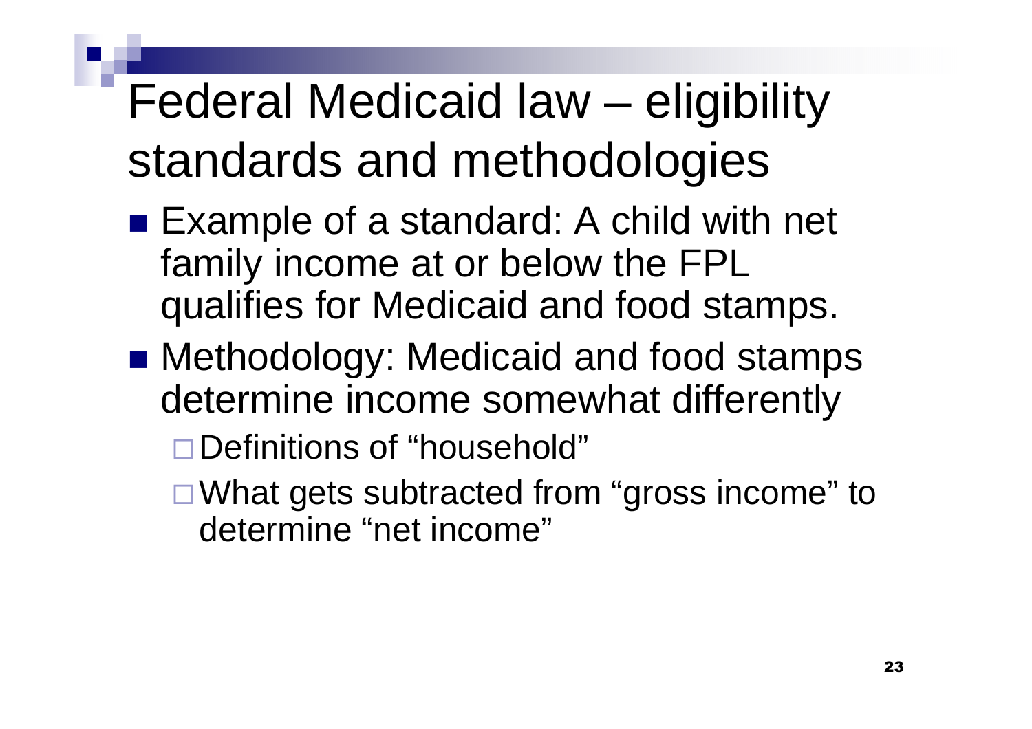# Federal Medicaid law – eligibility standards and methodologies

- Example of a standard: A child with net family income at or below the FPL qualifies for Medicaid and food stamps.
- Methodology: Medicaid and food stamps determine income somewhat differently
  - Definitions of "household"
  - What gets subtracted from "gross income" to determine "net income"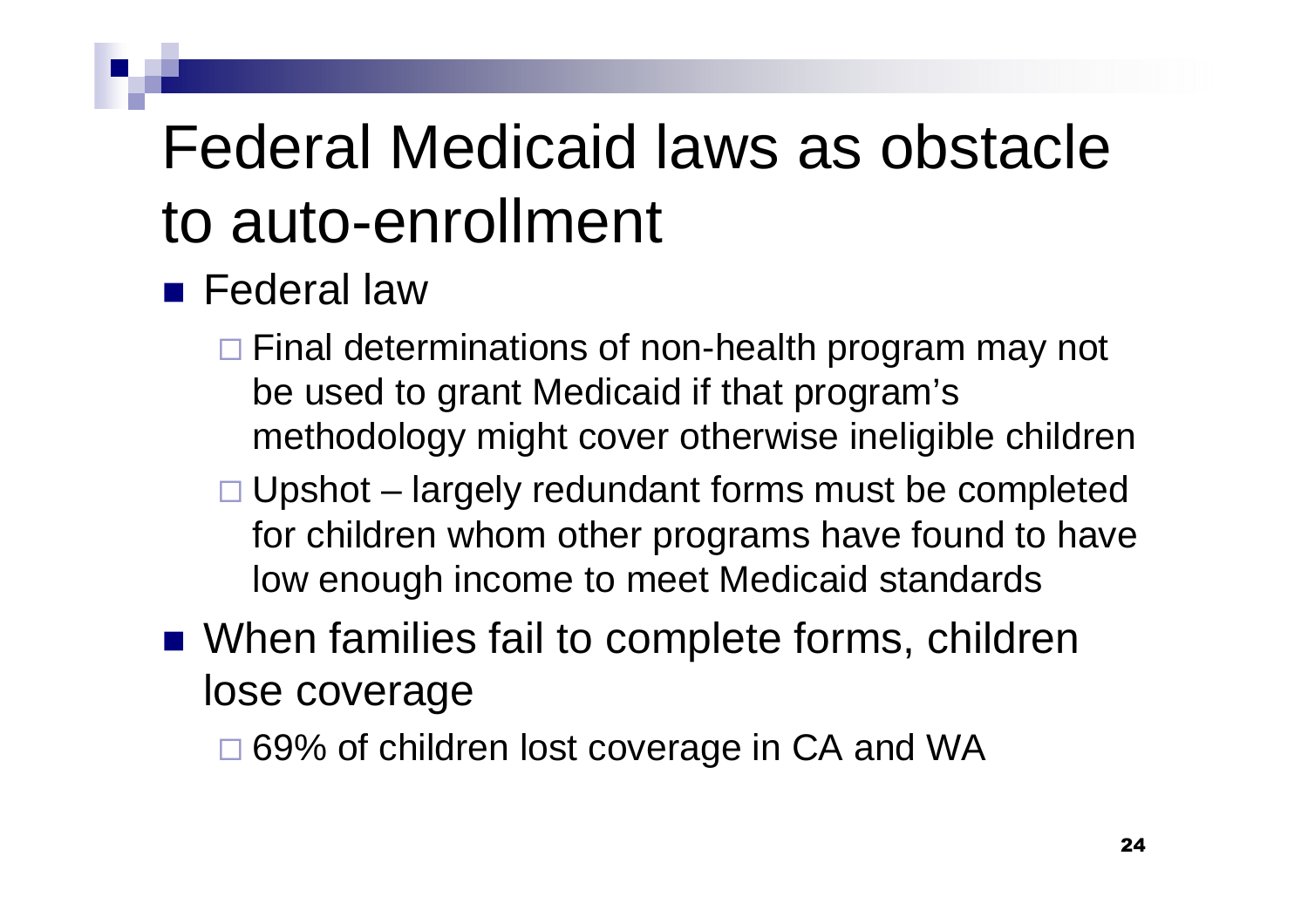# Federal Medicaid laws as obstacle to auto-enrollment

- Federal law
  - Final determinations of non-health program may not be used to grant Medicaid if that program's methodology might cover otherwise ineligible children
  - Upshot – largely redundant forms must be completed for children whom other programs have found to have low enough income to meet Medicaid standards
- When families fail to complete forms, children lose coverage
  - 69% of children lost coverage in CA and WA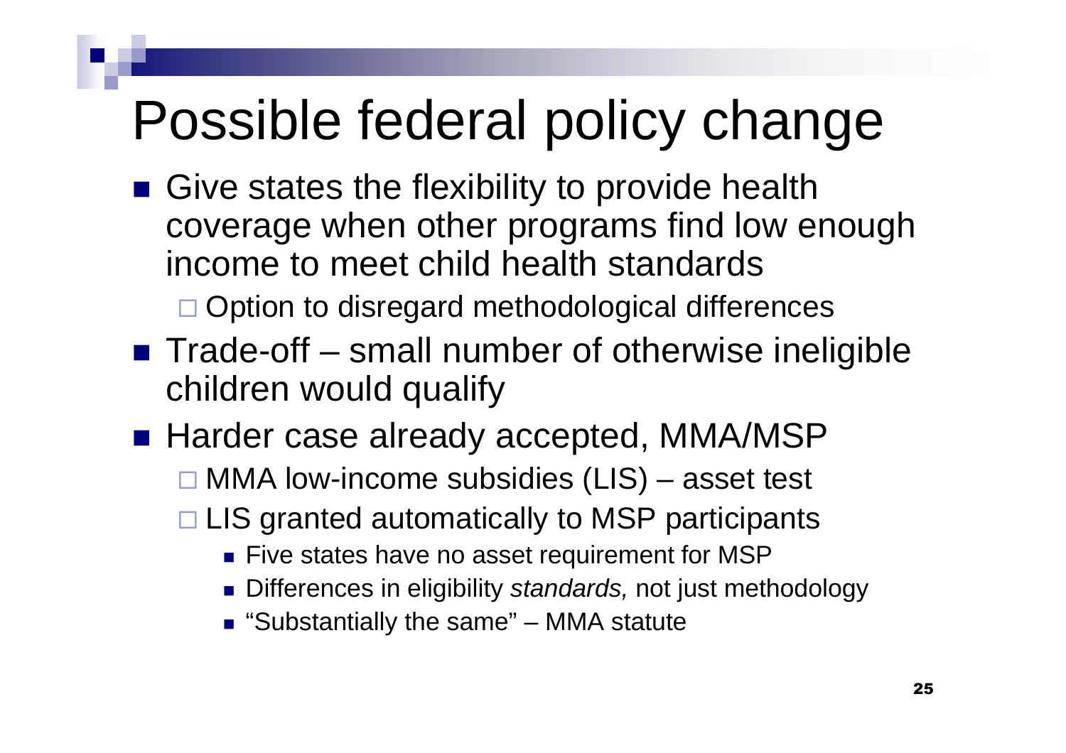# Possible federal policy change

- Give states the flexibility to provide health coverage when other programs find low enough income to meet child health standards
  - Option to disregard methodological differences
- Trade-off – small number of otherwise ineligible children would qualify
- Harder case already accepted, MMA/MSP
  - MMA low-income subsidies (LIS) – asset test
  - LIS granted automatically to MSP participants
    - Five states have no asset requirement for MSP
    - Differences in eligibility *standards,* not just methodology
    - "Substantially the same" – MMA statute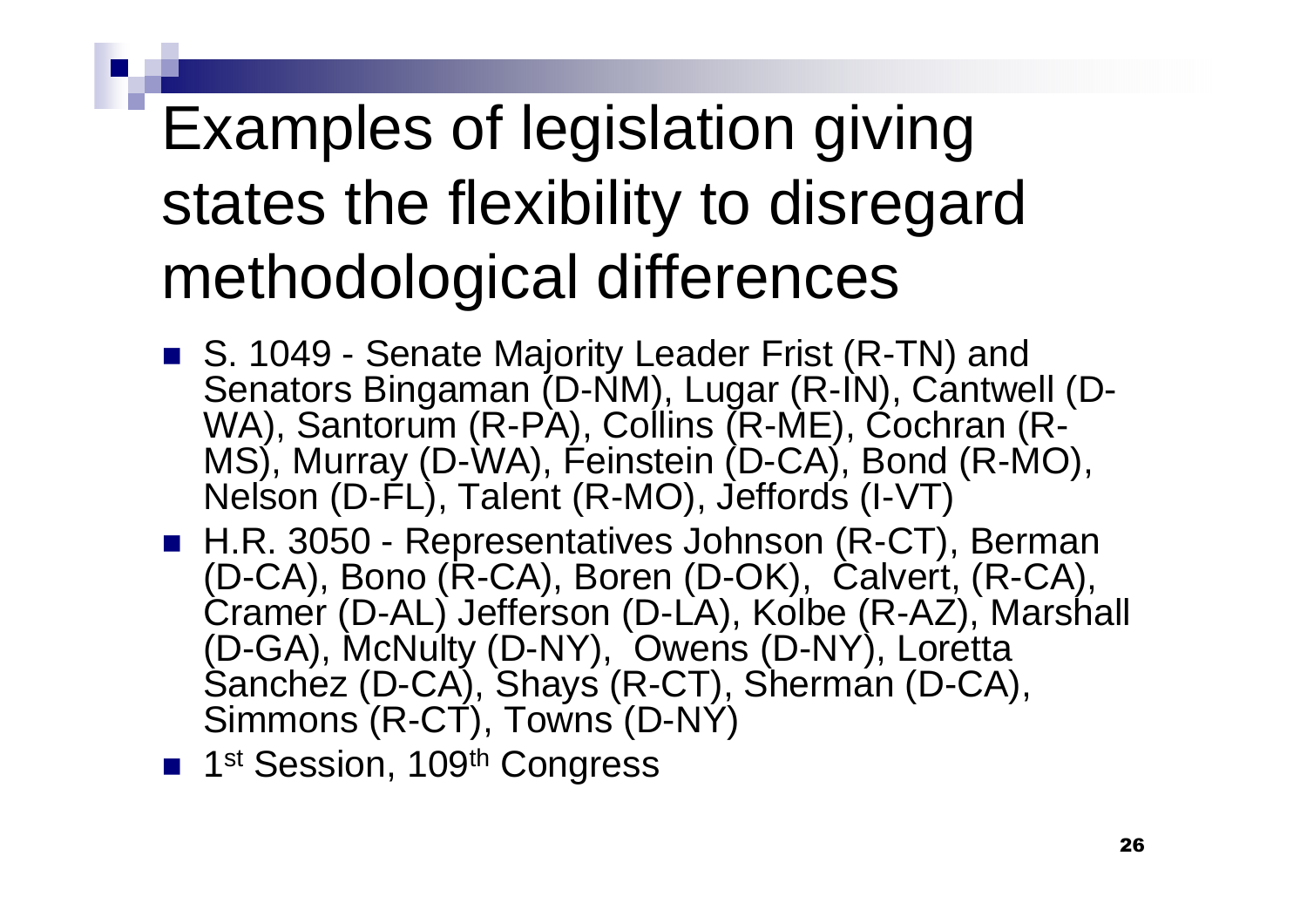# Examples of legislation giving states the flexibility to disregard methodological differences

- S. 1049 - Senate Majority Leader Frist (R-TN) and Senators Bingaman (D-NM), Lugar (R-IN), Cantwell (D-WA), Santorum (R-PA), Collins (R-ME), Cochran (R-MS), Murray (D-WA), Feinstein (D-CA), Bond (R-MO), Nelson (D-FL), Talent (R-MO), Jeffords (I-VT)
- H.R. 3050 - Representatives Johnson (R-CT), Berman (D-CA), Bono (R-CA), Boren (D-OK), Calvert, (R-CA), Cramer (D-AL) Jefferson (D-LA), Kolbe (R-AZ), Marshall (D-GA), McNulty (D-NY), Owens (D-NY), Loretta Sanchez (D-CA), Shays (R-CT), Sherman (D-CA), Simmons (R-CT), Towns (D-NY)
- 1st Session, 109th Congress